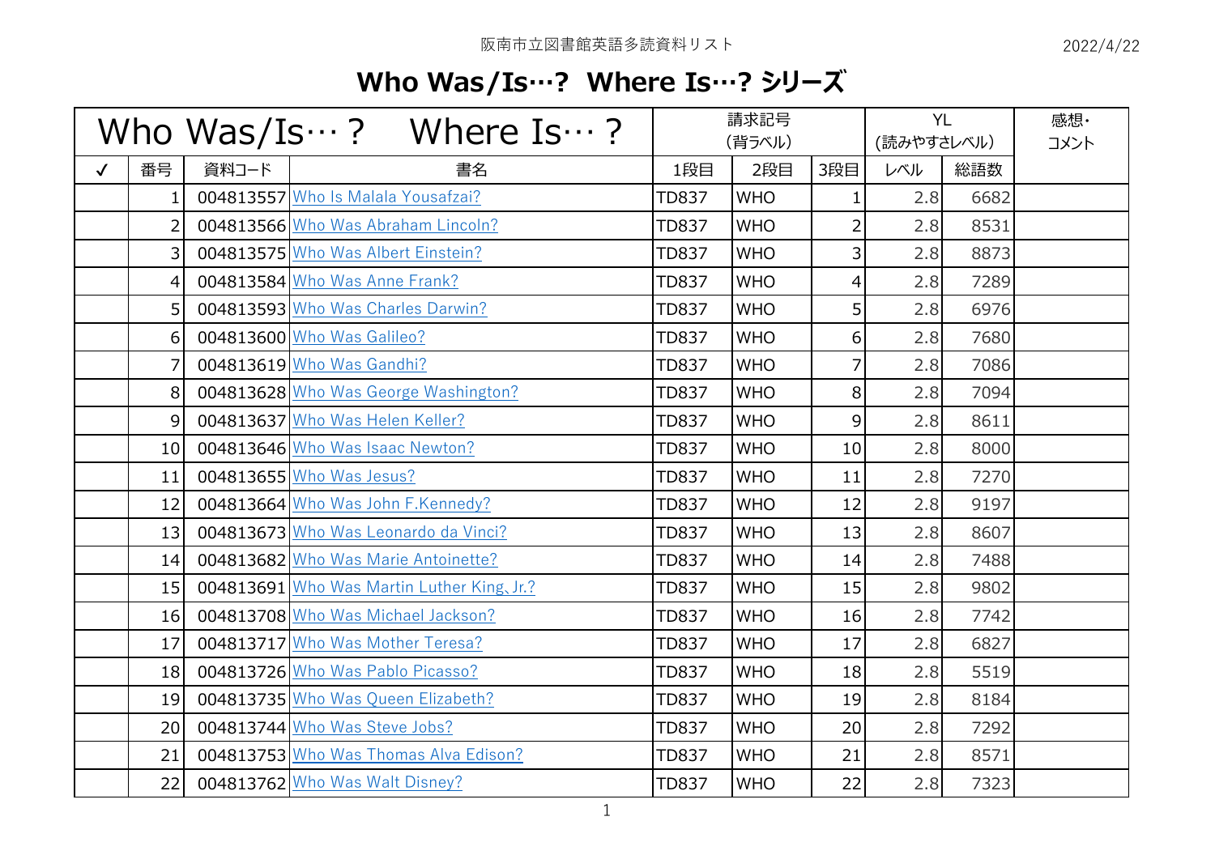阪南市立図書館英語多読資料リスト

2022/4/22

# Who Was/Is…? Where Is…? シリーズ

| Who Was/Is…？　Where Is…？ | | | | 請求記号（背ラベル） | | | YL（読みやすさレベル） | | 感想・コメント |
|---|---|---|---|---|---|---|---|---|---|
| ✓ | 番号 | 資料コード | 書名 | 1段目 | 2段目 | 3段目 | レベル | 総語数 | |
| | 1 | 004813557 | Who Is Malala Yousafzai? | TD837 | WHO | 1 | 2.8 | 6682 | |
| | 2 | 004813566 | Who Was Abraham Lincoln? | TD837 | WHO | 2 | 2.8 | 8531 | |
| | 3 | 004813575 | Who Was Albert Einstein? | TD837 | WHO | 3 | 2.8 | 8873 | |
| | 4 | 004813584 | Who Was Anne Frank? | TD837 | WHO | 4 | 2.8 | 7289 | |
| | 5 | 004813593 | Who Was Charles Darwin? | TD837 | WHO | 5 | 2.8 | 6976 | |
| | 6 | 004813600 | Who Was Galileo? | TD837 | WHO | 6 | 2.8 | 7680 | |
| | 7 | 004813619 | Who Was Gandhi? | TD837 | WHO | 7 | 2.8 | 7086 | |
| | 8 | 004813628 | Who Was George Washington? | TD837 | WHO | 8 | 2.8 | 7094 | |
| | 9 | 004813637 | Who Was Helen Keller? | TD837 | WHO | 9 | 2.8 | 8611 | |
| | 10 | 004813646 | Who Was Isaac Newton? | TD837 | WHO | 10 | 2.8 | 8000 | |
| | 11 | 004813655 | Who Was Jesus? | TD837 | WHO | 11 | 2.8 | 7270 | |
| | 12 | 004813664 | Who Was John F.Kennedy? | TD837 | WHO | 12 | 2.8 | 9197 | |
| | 13 | 004813673 | Who Was Leonardo da Vinci? | TD837 | WHO | 13 | 2.8 | 8607 | |
| | 14 | 004813682 | Who Was Marie Antoinette? | TD837 | WHO | 14 | 2.8 | 7488 | |
| | 15 | 004813691 | Who Was Martin Luther King､Jr.? | TD837 | WHO | 15 | 2.8 | 9802 | |
| | 16 | 004813708 | Who Was Michael Jackson? | TD837 | WHO | 16 | 2.8 | 7742 | |
| | 17 | 004813717 | Who Was Mother Teresa? | TD837 | WHO | 17 | 2.8 | 6827 | |
| | 18 | 004813726 | Who Was Pablo Picasso? | TD837 | WHO | 18 | 2.8 | 5519 | |
| | 19 | 004813735 | Who Was Queen Elizabeth? | TD837 | WHO | 19 | 2.8 | 8184 | |
| | 20 | 004813744 | Who Was Steve Jobs? | TD837 | WHO | 20 | 2.8 | 7292 | |
| | 21 | 004813753 | Who Was Thomas Alva Edison? | TD837 | WHO | 21 | 2.8 | 8571 | |
| | 22 | 004813762 | Who Was Walt Disney? | TD837 | WHO | 22 | 2.8 | 7323 | |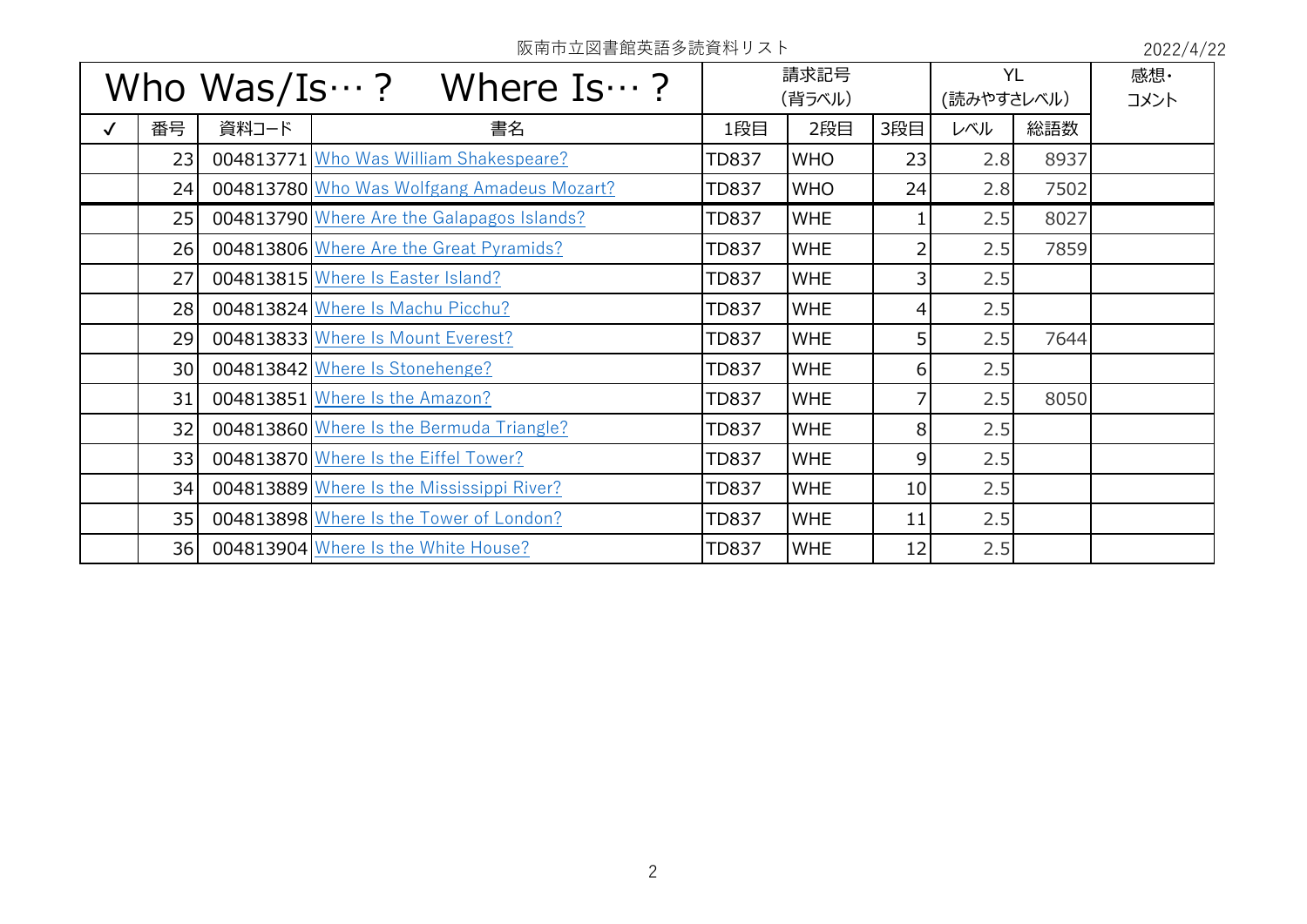阪南市立図書館英語多読資料リスト

2022/4/22

| Who Was/Is…？　Where Is…？ | | | | 請求記号（背ラベル） | | | YL（読みやすさレベル） | | 感想・コメント |
|---|---|---|---|---|---|---|---|---|---|
| ✓ | 番号 | 資料コード | 書名 | 1段目 | 2段目 | 3段目 | レベル | 総語数 | |
| | 23 | 004813771 | Who Was William Shakespeare? | TD837 | WHO | 23 | 2.8 | 8937 | |
| | 24 | 004813780 | Who Was Wolfgang Amadeus Mozart? | TD837 | WHO | 24 | 2.8 | 7502 | |
| | 25 | 004813790 | Where Are the Galapagos Islands? | TD837 | WHE | 1 | 2.5 | 8027 | |
| | 26 | 004813806 | Where Are the Great Pyramids? | TD837 | WHE | 2 | 2.5 | 7859 | |
| | 27 | 004813815 | Where Is Easter Island? | TD837 | WHE | 3 | 2.5 | | |
| | 28 | 004813824 | Where Is Machu Picchu? | TD837 | WHE | 4 | 2.5 | | |
| | 29 | 004813833 | Where Is Mount Everest? | TD837 | WHE | 5 | 2.5 | 7644 | |
| | 30 | 004813842 | Where Is Stonehenge? | TD837 | WHE | 6 | 2.5 | | |
| | 31 | 004813851 | Where Is the Amazon? | TD837 | WHE | 7 | 2.5 | 8050 | |
| | 32 | 004813860 | Where Is the Bermuda Triangle? | TD837 | WHE | 8 | 2.5 | | |
| | 33 | 004813870 | Where Is the Eiffel Tower? | TD837 | WHE | 9 | 2.5 | | |
| | 34 | 004813889 | Where Is the Mississippi River? | TD837 | WHE | 10 | 2.5 | | |
| | 35 | 004813898 | Where Is the Tower of London? | TD837 | WHE | 11 | 2.5 | | |
| | 36 | 004813904 | Where Is the White House? | TD837 | WHE | 12 | 2.5 | | |